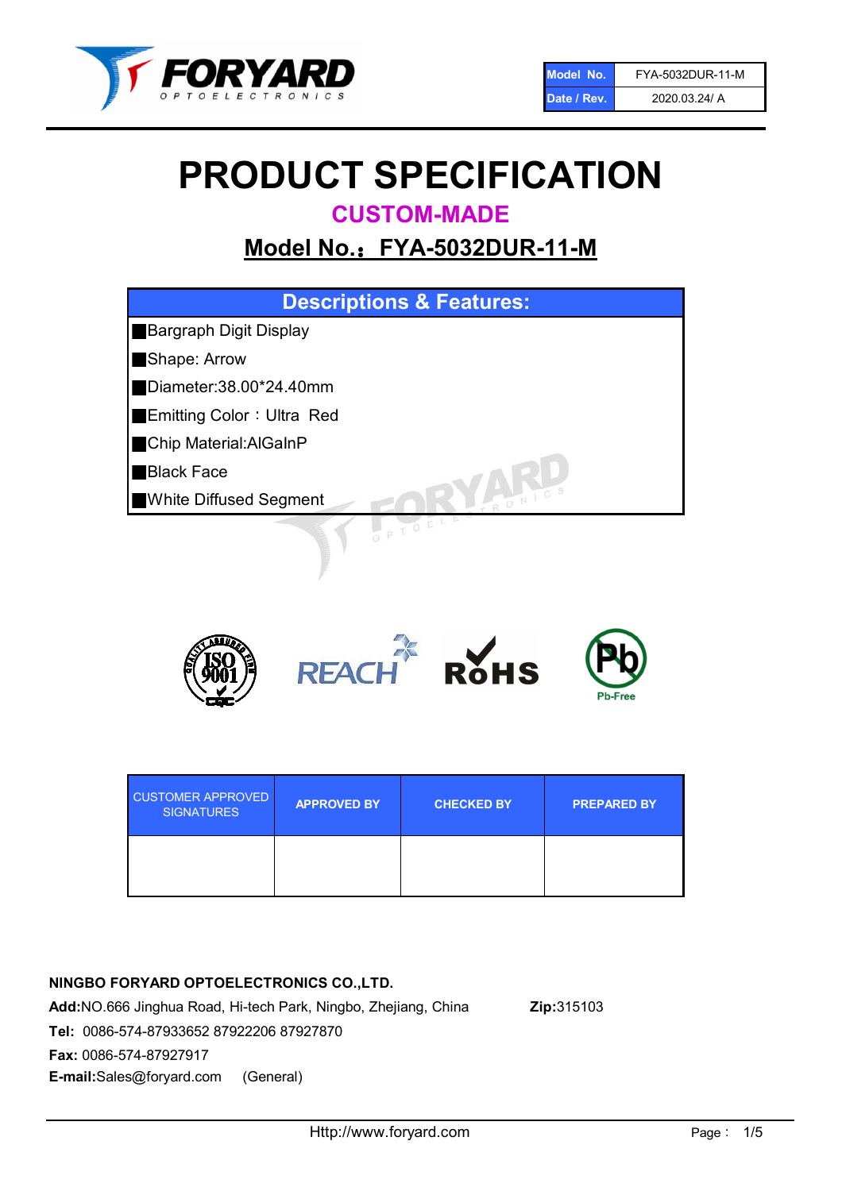| Model No. | FYA-5032DUR-11-M |
| --- | --- |
| Date / Rev. | 2020.03.24/ A |

# PRODUCT SPECIFICATION

## CUSTOM-MADE

## Model No.：FYA-5032DUR-11-M

| Descriptions & Features: |
| --- |
| ■Bargraph Digit Display |
| ■Shape: Arrow |
| ■Diameter:38.00*24.40mm |
| ■Emitting Color：Ultra Red |
| ■Chip Material:AlGaInP |
| ■Black Face |
| ■White Diffused Segment |

| CUSTOMER APPROVED SIGNATURES | APPROVED BY | CHECKED BY | PREPARED BY |
| --- | --- | --- | --- |
| | | | |

**NINGBO FORYARD OPTOELECTRONICS CO.,LTD.**

**Add:**NO.666 Jinghua Road, Hi-tech Park, Ningbo, Zhejiang, China **Zip:**315103

**Tel:** 0086-574-87933652 87922206 87927870

**Fax:** 0086-574-87927917

**E-mail:**Sales@foryard.com (General)

Http://www.foryard.com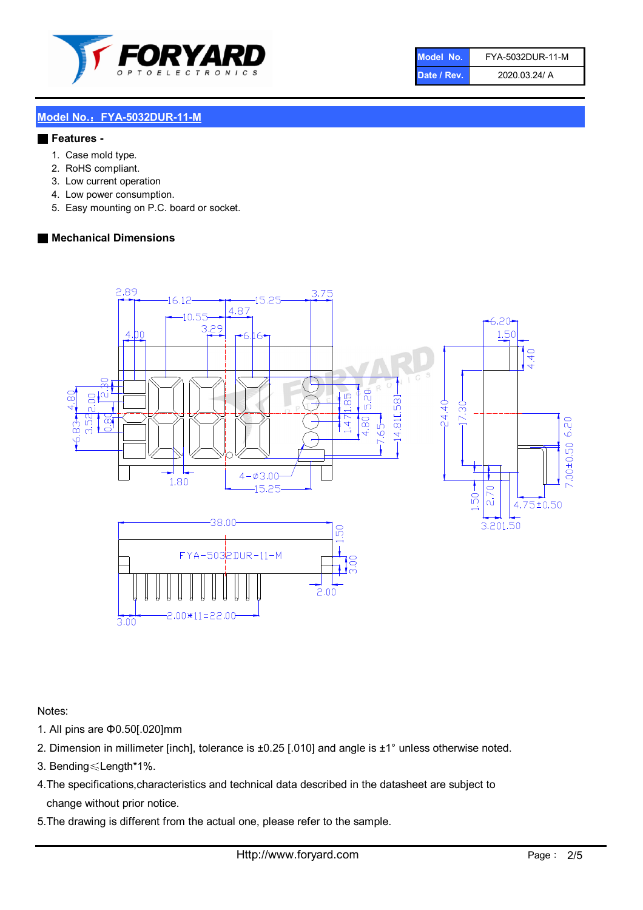| Model No. | FYA-5032DUR-11-M |
| --- | --- |
| Date / Rev. | 2020.03.24/ A |

## Model No.：FYA-5032DUR-11-M

### Features -

1. Case mold type.
2. RoHS compliant.
3. Low current operation
4. Low power consumption.
5. Easy mounting on P.C. board or socket.

### Mechanical Dimensions

Notes:

1. All pins are Φ0.50[.020]mm
2. Dimension in millimeter [inch], tolerance is ±0.25 [.010] and angle is ±1° unless otherwise noted.
3. Bending≤Length*1%.
4. The specifications,characteristics and technical data described in the datasheet are subject to change without prior notice.
5. The drawing is different from the actual one, please refer to the sample.

Http://www.foryard.com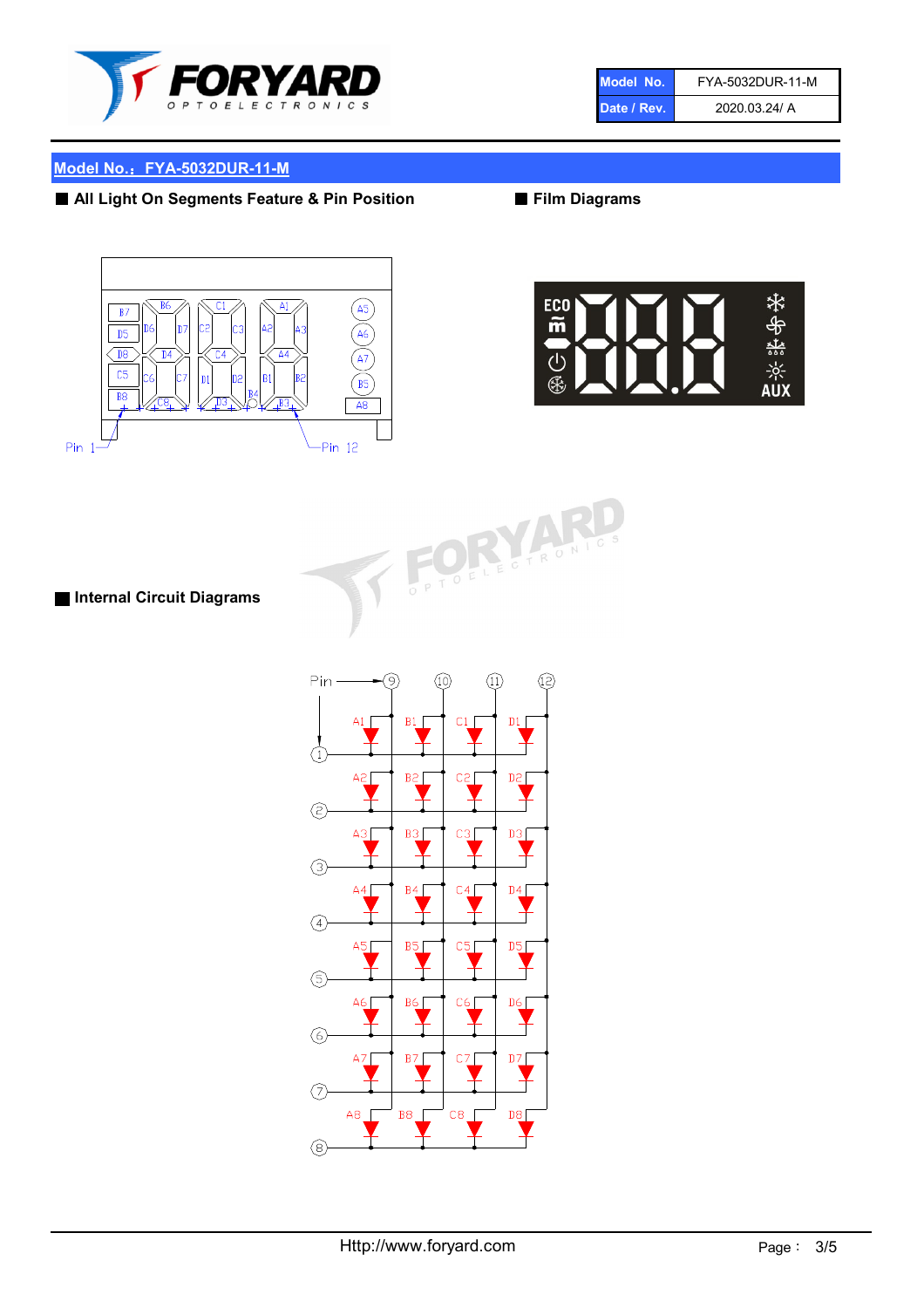| Model No. | FYA-5032DUR-11-M |
| --- | --- |
| Date / Rev. | 2020.03.24/ A |

## Model No.：FYA-5032DUR-11-M

### ■ All Light On Segments Feature & Pin Position

### ■ Film Diagrams

### ■ Internal Circuit Diagrams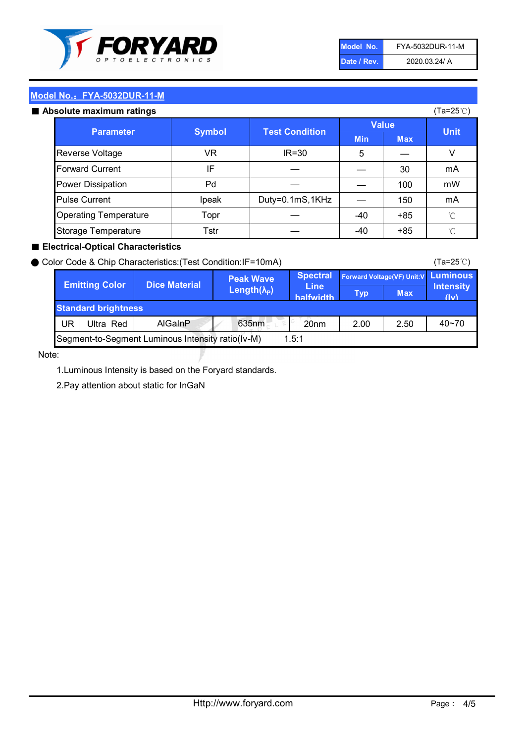| Model No. | FYA-5032DUR-11-M |
| --- | --- |
| Date / Rev. | 2020.03.24/ A |

## Model No.：FYA-5032DUR-11-M

### ■ Absolute maximum ratings

(Ta=25℃)

| Parameter | Symbol | Test Condition | Value | | Unit |
| --- | --- | --- | --- | --- | --- |
| | | | Min | Max | |
| Reverse Voltage | VR | IR=30 | 5 | — | V |
| Forward Current | IF | — | — | 30 | mA |
| Power Dissipation | Pd | — | — | 100 | mW |
| Pulse Current | Ipeak | Duty=0.1mS,1KHz | — | 150 | mA |
| Operating Temperature | Topr | — | -40 | +85 | ℃ |
| Storage Temperature | Tstr | — | -40 | +85 | ℃ |

### ■ Electrical-Optical Characteristics

● Color Code & Chip Characteristics:(Test Condition:IF=10mA)

(Ta=25℃)

| Emitting Color | | Dice Material | Peak Wave Length($\lambda_P$) | Spectral Line halfwidth | Forward Voltage(VF) Unit:V | | Luminous Intensity (Iv) |
| --- | --- | --- | --- | --- | --- | --- | --- |
| | | | | | Typ | Max | |
| Standard brightness | | | | | | | |
| UR | Ultra Red | AlGaInP | 635nm | 20nm | 2.00 | 2.50 | 40~70 |
| Segment-to-Segment Luminous Intensity ratio(Iv-M) | | | | 1.5:1 | | | |

Note:

1.Luminous Intensity is based on the Foryard standards.

2.Pay attention about static for InGaN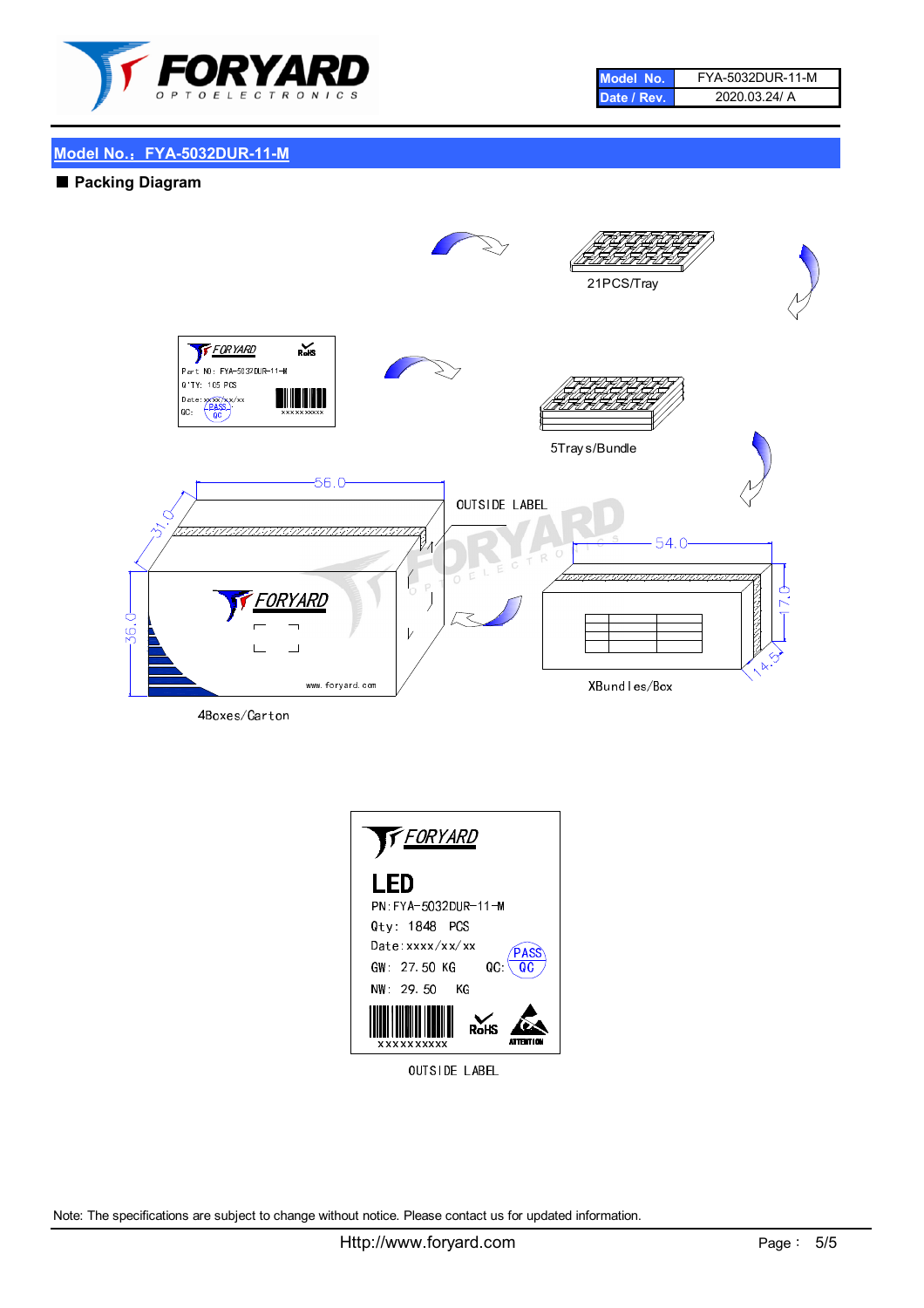| Model No. | FYA-5032DUR-11-M |
|---|---|
| Date / Rev. | 2020.03.24/ A |

## Model No.：FYA-5032DUR-11-M

■ **Packing Diagram**

21PCS/Tray

FORYARD
RoHS
Part NO: FYA-5032DUR-11-M
Q'TY: 105 PCS
Date: xxxx/xx/xx
QC: PASS QC
xxxxxxxxxx

5Trays/Bundle

56.0
31.0
36.0
OUTSIDE LABEL
FORYARD
www.foryard.com
4Boxes/Carton

54.0
17.0
14.5
XBundles/Box

FORYARD
LED
PN: FYA-5032DUR-11-M
Qty: 1848 PCS
Date: xxxx/xx/xx
GW: 27.50 KG QC: PASS QC
NW: 29.50 KG
xxxxxxxxxx
RoHS
ATTENTION

OUTSIDE LABEL

Note: The specifications are subject to change without notice. Please contact us for updated information.

Http://www.foryard.com